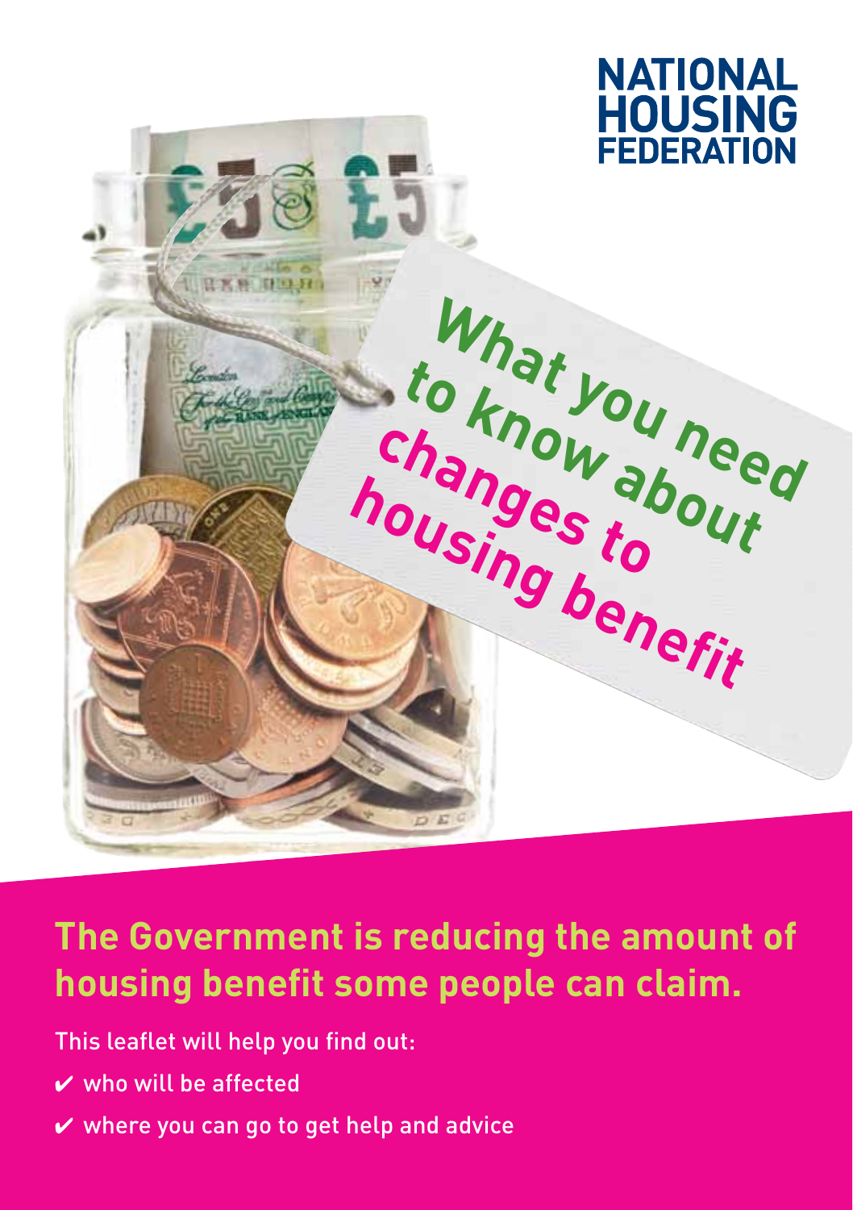**NATIONAL HOUSING FEDERATION**

# What you need to know about changes to housing benefit

## The Government is reducing the amount of housing benefit some people can claim.

This leaflet will help you find out:

- ✔ who will be affected
- ✔ where you can go to get help and advice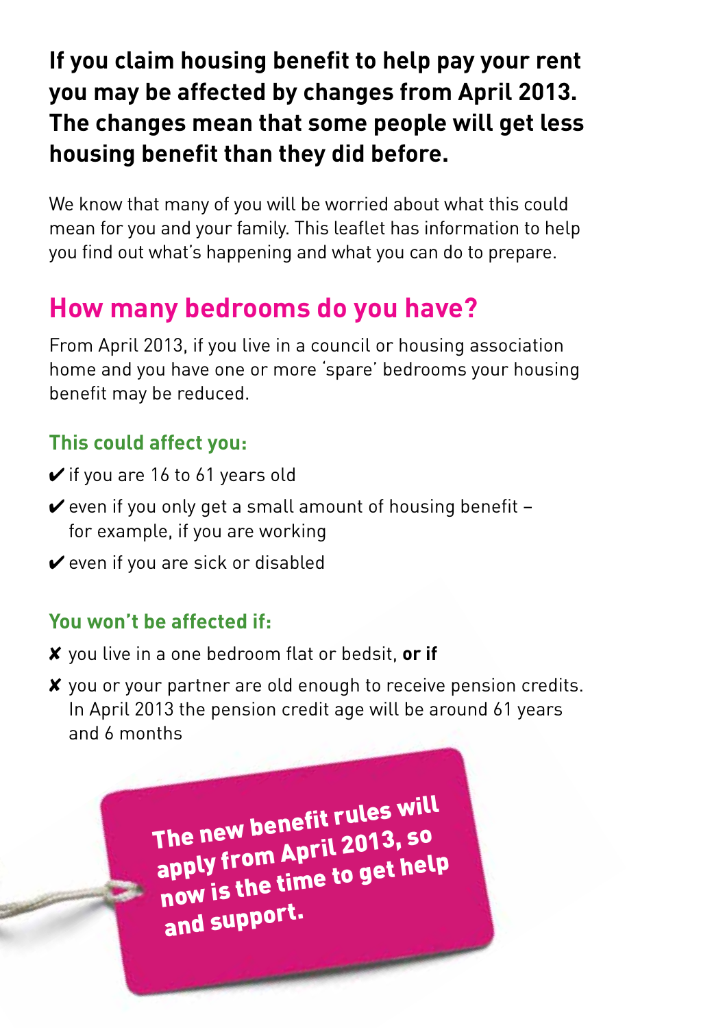**If you claim housing benefit to help pay your rent you may be affected by changes from April 2013. The changes mean that some people will get less housing benefit than they did before.**

We know that many of you will be worried about what this could mean for you and your family. This leaflet has information to help you find out what's happening and what you can do to prepare.

## How many bedrooms do you have?

From April 2013, if you live in a council or housing association home and you have one or more 'spare' bedrooms your housing benefit may be reduced.

### This could affect you:

- ✔ if you are 16 to 61 years old
- ✔ even if you only get a small amount of housing benefit – for example, if you are working
- ✔ even if you are sick or disabled

### You won't be affected if:

- ✘ you live in a one bedroom flat or bedsit, **or if**
- ✘ you or your partner are old enough to receive pension credits. In April 2013 the pension credit age will be around 61 years and 6 months

**The new benefit rules will apply from April 2013, so now is the time to get help and support.**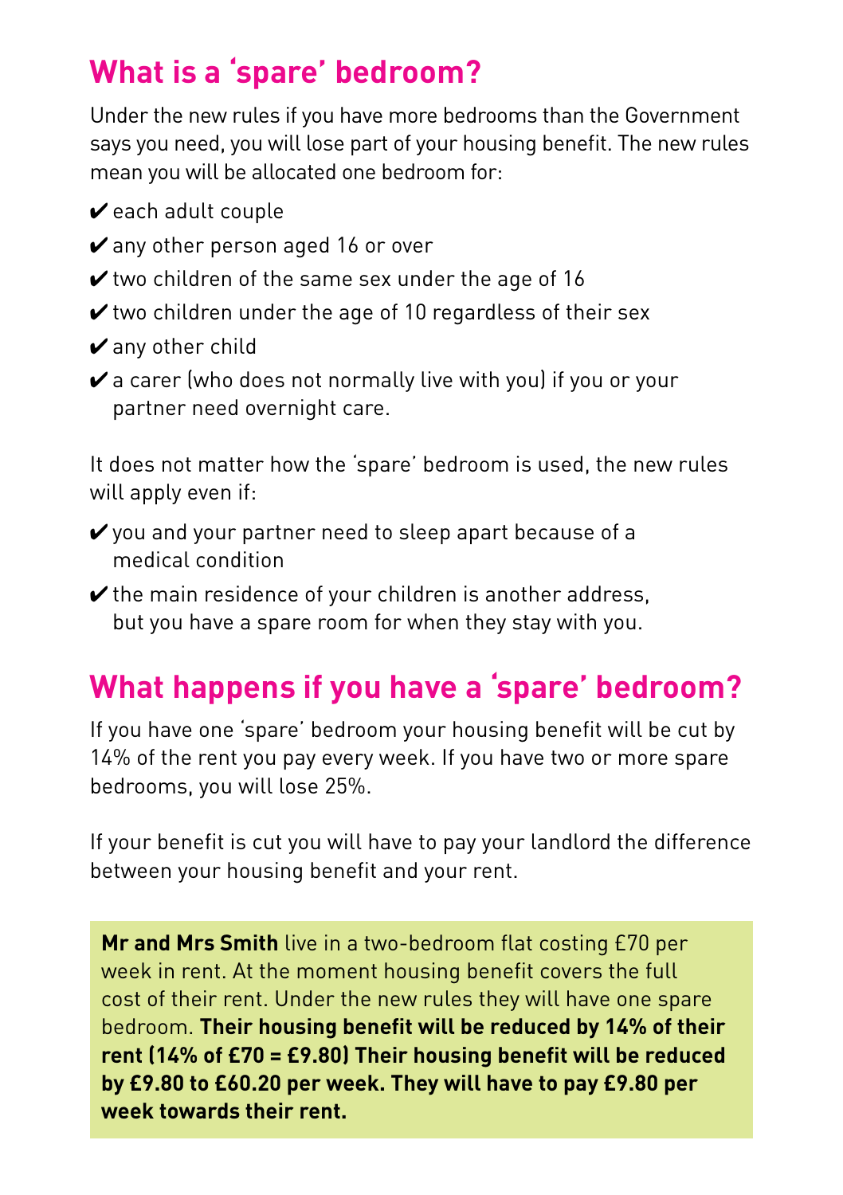## What is a 'spare' bedroom?

Under the new rules if you have more bedrooms than the Government says you need, you will lose part of your housing benefit. The new rules mean you will be allocated one bedroom for:

- ✔ each adult couple
- ✔ any other person aged 16 or over
- ✔ two children of the same sex under the age of 16
- ✔ two children under the age of 10 regardless of their sex
- ✔ any other child
- ✔ a carer (who does not normally live with you) if you or your partner need overnight care.

It does not matter how the 'spare' bedroom is used, the new rules will apply even if:

- ✔ you and your partner need to sleep apart because of a medical condition
- ✔ the main residence of your children is another address, but you have a spare room for when they stay with you.

## What happens if you have a 'spare' bedroom?

If you have one 'spare' bedroom your housing benefit will be cut by 14% of the rent you pay every week. If you have two or more spare bedrooms, you will lose 25%.

If your benefit is cut you will have to pay your landlord the difference between your housing benefit and your rent.

> **Mr and Mrs Smith** live in a two-bedroom flat costing £70 per week in rent. At the moment housing benefit covers the full cost of their rent. Under the new rules they will have one spare bedroom. **Their housing benefit will be reduced by 14% of their rent (14% of £70 = £9.80) Their housing benefit will be reduced by £9.80 to £60.20 per week. They will have to pay £9.80 per week towards their rent.**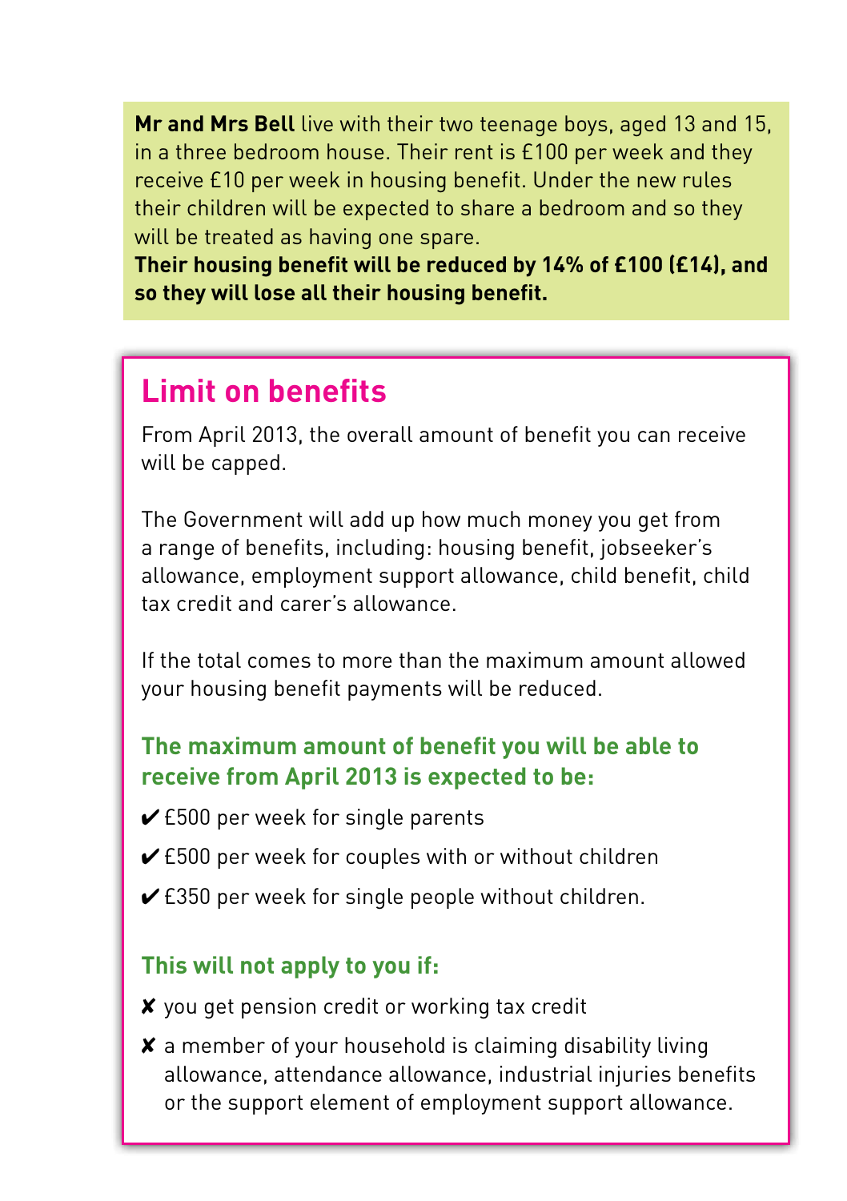**Mr and Mrs Bell** live with their two teenage boys, aged 13 and 15, in a three bedroom house. Their rent is £100 per week and they receive £10 per week in housing benefit. Under the new rules their children will be expected to share a bedroom and so they will be treated as having one spare.

**Their housing benefit will be reduced by 14% of £100 (£14), and so they will lose all their housing benefit.**

## Limit on benefits

From April 2013, the overall amount of benefit you can receive will be capped.

The Government will add up how much money you get from a range of benefits, including: housing benefit, jobseeker's allowance, employment support allowance, child benefit, child tax credit and carer's allowance.

If the total comes to more than the maximum amount allowed your housing benefit payments will be reduced.

### The maximum amount of benefit you will be able to receive from April 2013 is expected to be:

- ✔ £500 per week for single parents
- ✔ £500 per week for couples with or without children
- ✔ £350 per week for single people without children.

### This will not apply to you if:

- ✘ you get pension credit or working tax credit
- ✘ a member of your household is claiming disability living allowance, attendance allowance, industrial injuries benefits or the support element of employment support allowance.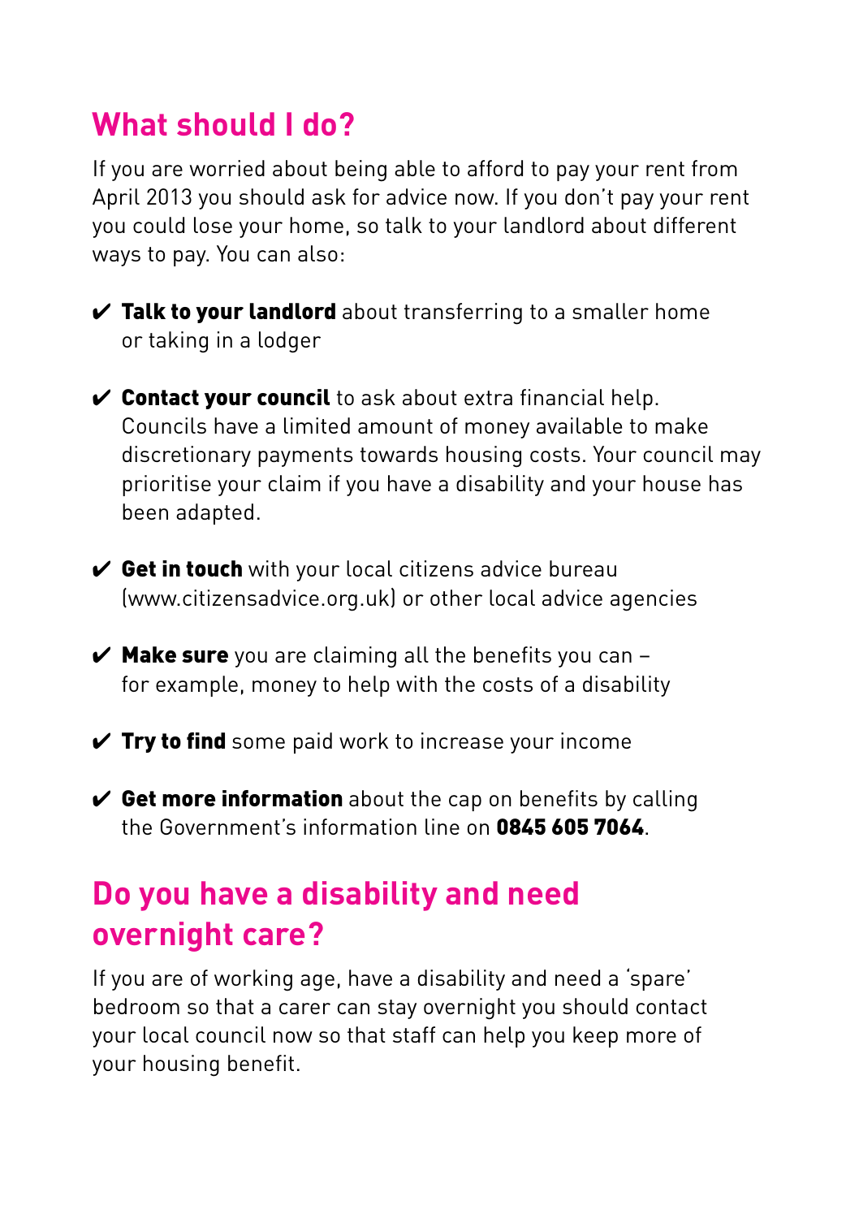## What should I do?

If you are worried about being able to afford to pay your rent from April 2013 you should ask for advice now. If you don't pay your rent you could lose your home, so talk to your landlord about different ways to pay. You can also:

- ✔ **Talk to your landlord** about transferring to a smaller home or taking in a lodger
- ✔ **Contact your council** to ask about extra financial help. Councils have a limited amount of money available to make discretionary payments towards housing costs. Your council may prioritise your claim if you have a disability and your house has been adapted.
- ✔ **Get in touch** with your local citizens advice bureau (www.citizensadvice.org.uk) or other local advice agencies
- ✔ **Make sure** you are claiming all the benefits you can – for example, money to help with the costs of a disability
- ✔ **Try to find** some paid work to increase your income
- ✔ **Get more information** about the cap on benefits by calling the Government's information line on **0845 605 7064**.

## Do you have a disability and need overnight care?

If you are of working age, have a disability and need a 'spare' bedroom so that a carer can stay overnight you should contact your local council now so that staff can help you keep more of your housing benefit.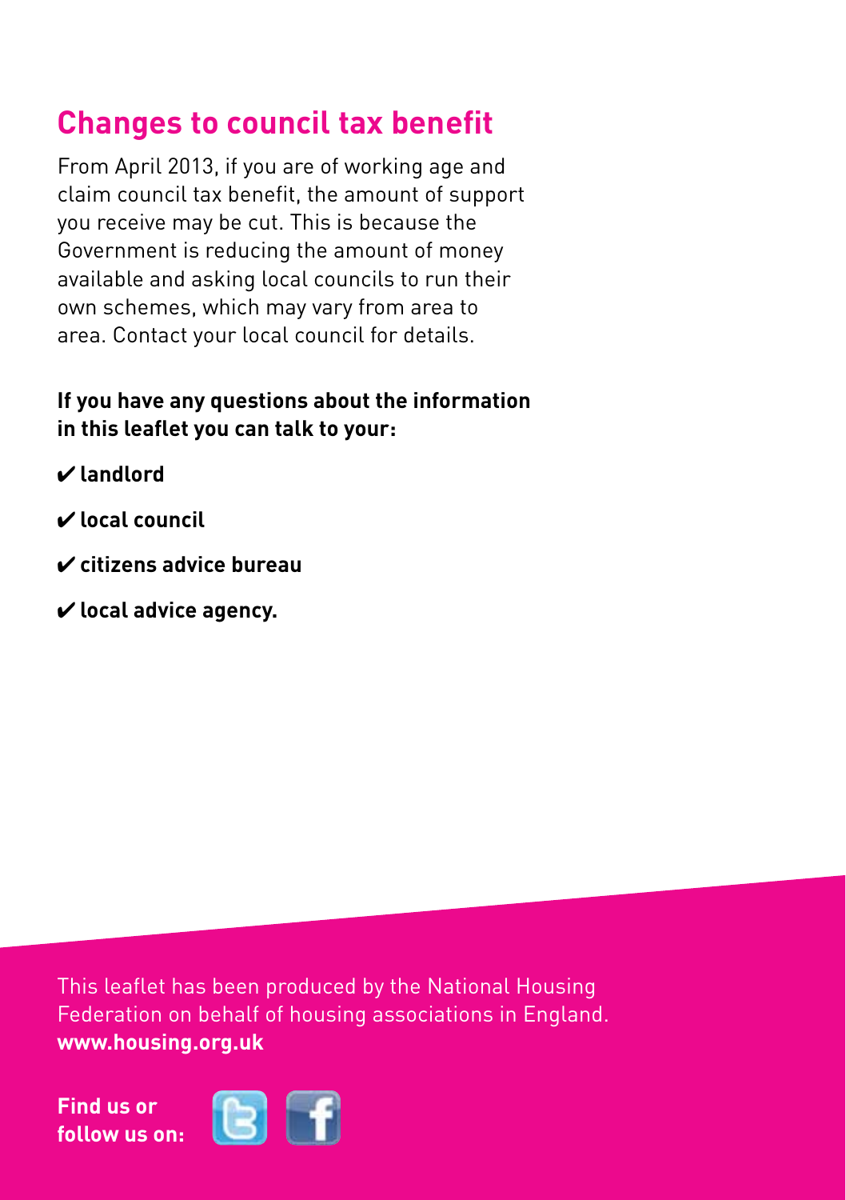## Changes to council tax benefit

From April 2013, if you are of working age and claim council tax benefit, the amount of support you receive may be cut. This is because the Government is reducing the amount of money available and asking local councils to run their own schemes, which may vary from area to area. Contact your local council for details.

**If you have any questions about the information in this leaflet you can talk to your:**

- ✔ **landlord**
- ✔ **local council**
- ✔ **citizens advice bureau**
- ✔ **local advice agency.**

This leaflet has been produced by the National Housing Federation on behalf of housing associations in England.
**www.housing.org.uk**

**Find us or follow us on:**